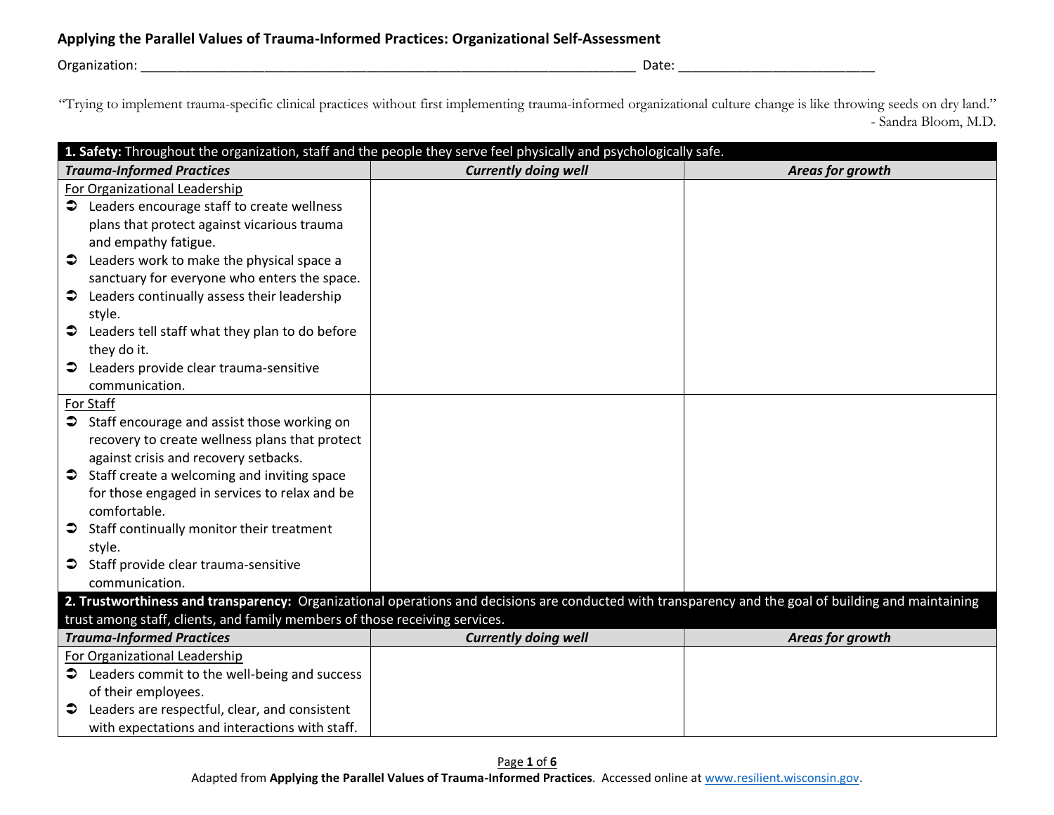# Applying the Parallel Values of Trauma-Informed Practices: Organizational Self-Assessment

Organization: ______________________________________________________________________ Date: ___________________________

"Trying to implement trauma-specific clinical practices without first implementing trauma-informed organizational culture change is like throwing seeds on dry land."
- Sandra Bloom, M.D.

**1. Safety:** Throughout the organization, staff and the people they serve feel physically and psychologically safe.

| ***Trauma-Informed Practices*** | ***Currently doing well*** | ***Areas for growth*** |
|---|---|---|
| For Organizational Leadership<br>➲ Leaders encourage staff to create wellness plans that protect against vicarious trauma and empathy fatigue.<br>➲ Leaders work to make the physical space a sanctuary for everyone who enters the space.<br>➲ Leaders continually assess their leadership style.<br>➲ Leaders tell staff what they plan to do before they do it.<br>➲ Leaders provide clear trauma-sensitive communication. | | |
| For Staff<br>➲ Staff encourage and assist those working on recovery to create wellness plans that protect against crisis and recovery setbacks.<br>➲ Staff create a welcoming and inviting space for those engaged in services to relax and be comfortable.<br>➲ Staff continually monitor their treatment style.<br>➲ Staff provide clear trauma-sensitive communication. | | |

**2. Trustworthiness and transparency:** Organizational operations and decisions are conducted with transparency and the goal of building and maintaining trust among staff, clients, and family members of those receiving services.

| ***Trauma-Informed Practices*** | ***Currently doing well*** | ***Areas for growth*** |
|---|---|---|
| For Organizational Leadership<br>➲ Leaders commit to the well-being and success of their employees.<br>➲ Leaders are respectful, clear, and consistent with expectations and interactions with staff. | | |

Adapted from **Applying the Parallel Values of Trauma-Informed Practices**. Accessed online at www.resilient.wisconsin.gov.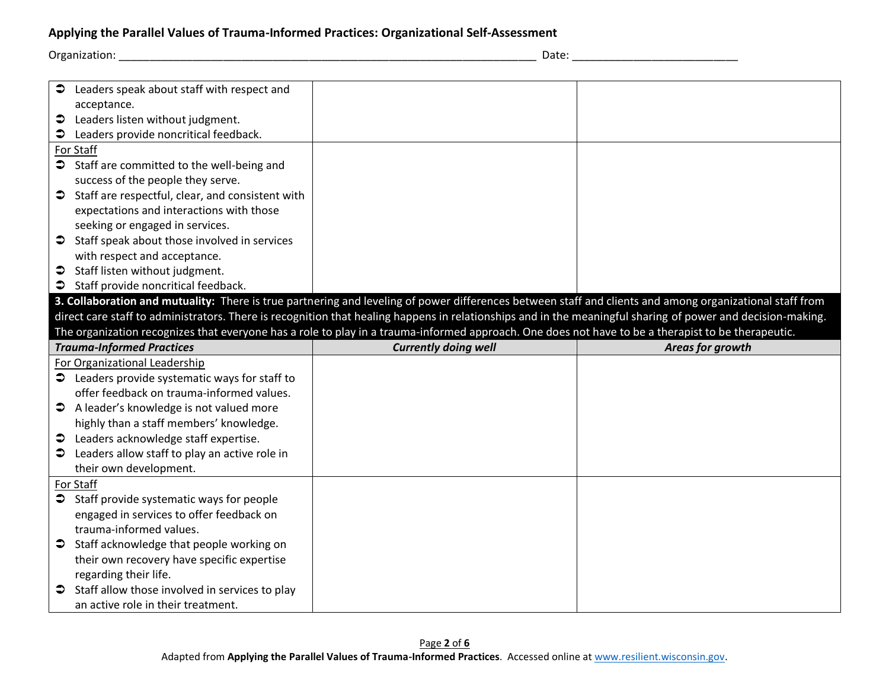## Applying the Parallel Values of Trauma-Informed Practices: Organizational Self-Assessment

Organization: ______________________________________________________________________ Date: ___________________________

| | | |
|---|---|---|
| ➲ Leaders speak about staff with respect and acceptance.<br>➲ Leaders listen without judgment.<br>➲ Leaders provide noncritical feedback. | | |
| For Staff<br>➲ Staff are committed to the well-being and success of the people they serve.<br>➲ Staff are respectful, clear, and consistent with expectations and interactions with those seeking or engaged in services.<br>➲ Staff speak about those involved in services with respect and acceptance.<br>➲ Staff listen without judgment.<br>➲ Staff provide noncritical feedback. | | |

**3. Collaboration and mutuality:** There is true partnering and leveling of power differences between staff and clients and among organizational staff from direct care staff to administrators. There is recognition that healing happens in relationships and in the meaningful sharing of power and decision-making. The organization recognizes that everyone has a role to play in a trauma-informed approach. One does not have to be a therapist to be therapeutic.

| ***Trauma-Informed Practices*** | ***Currently doing well*** | ***Areas for growth*** |
|---|---|---|
| For Organizational Leadership<br>➲ Leaders provide systematic ways for staff to offer feedback on trauma-informed values.<br>➲ A leader's knowledge is not valued more highly than a staff members' knowledge.<br>➲ Leaders acknowledge staff expertise.<br>➲ Leaders allow staff to play an active role in their own development. | | |
| For Staff<br>➲ Staff provide systematic ways for people engaged in services to offer feedback on trauma-informed values.<br>➲ Staff acknowledge that people working on their own recovery have specific expertise regarding their life.<br>➲ Staff allow those involved in services to play an active role in their treatment. | | |

Adapted from **Applying the Parallel Values of Trauma-Informed Practices**. Accessed online at www.resilient.wisconsin.gov.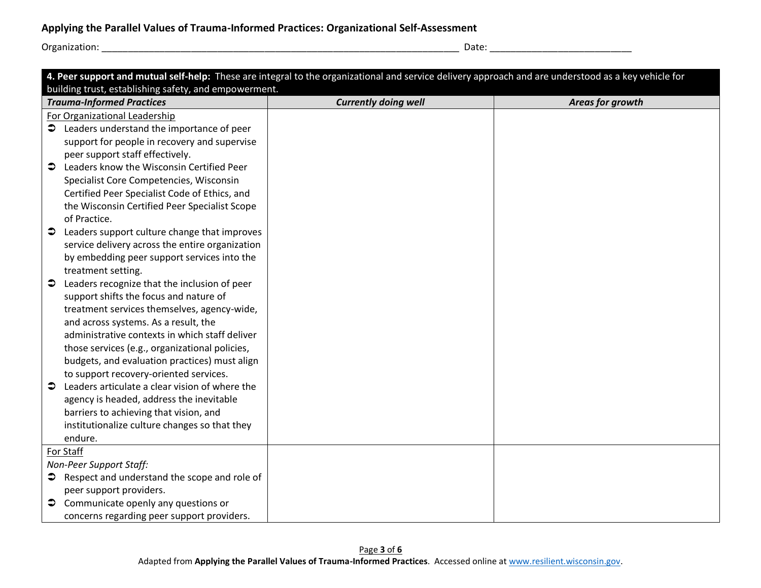**Applying the Parallel Values of Trauma-Informed Practices: Organizational Self-Assessment**

Organization: ______________________________________________________________________ Date: ___________________________

| **4. Peer support and mutual self-help:** These are integral to the organizational and service delivery approach and are understood as a key vehicle for building trust, establishing safety, and empowerment. | | |
|---|---|---|
| ***Trauma-Informed Practices*** | ***Currently doing well*** | ***Areas for growth*** |
| For Organizational Leadership<br>➲ Leaders understand the importance of peer support for people in recovery and supervise peer support staff effectively.<br>➲ Leaders know the Wisconsin Certified Peer Specialist Core Competencies, Wisconsin Certified Peer Specialist Code of Ethics, and the Wisconsin Certified Peer Specialist Scope of Practice.<br>➲ Leaders support culture change that improves service delivery across the entire organization by embedding peer support services into the treatment setting.<br>➲ Leaders recognize that the inclusion of peer support shifts the focus and nature of treatment services themselves, agency-wide, and across systems. As a result, the administrative contexts in which staff deliver those services (e.g., organizational policies, budgets, and evaluation practices) must align to support recovery-oriented services.<br>➲ Leaders articulate a clear vision of where the agency is headed, address the inevitable barriers to achieving that vision, and institutionalize culture changes so that they endure. | | |
| For Staff<br>*Non-Peer Support Staff:*<br>➲ Respect and understand the scope and role of peer support providers.<br>➲ Communicate openly any questions or concerns regarding peer support providers. | | |

Adapted from **Applying the Parallel Values of Trauma-Informed Practices**. Accessed online at www.resilient.wisconsin.gov.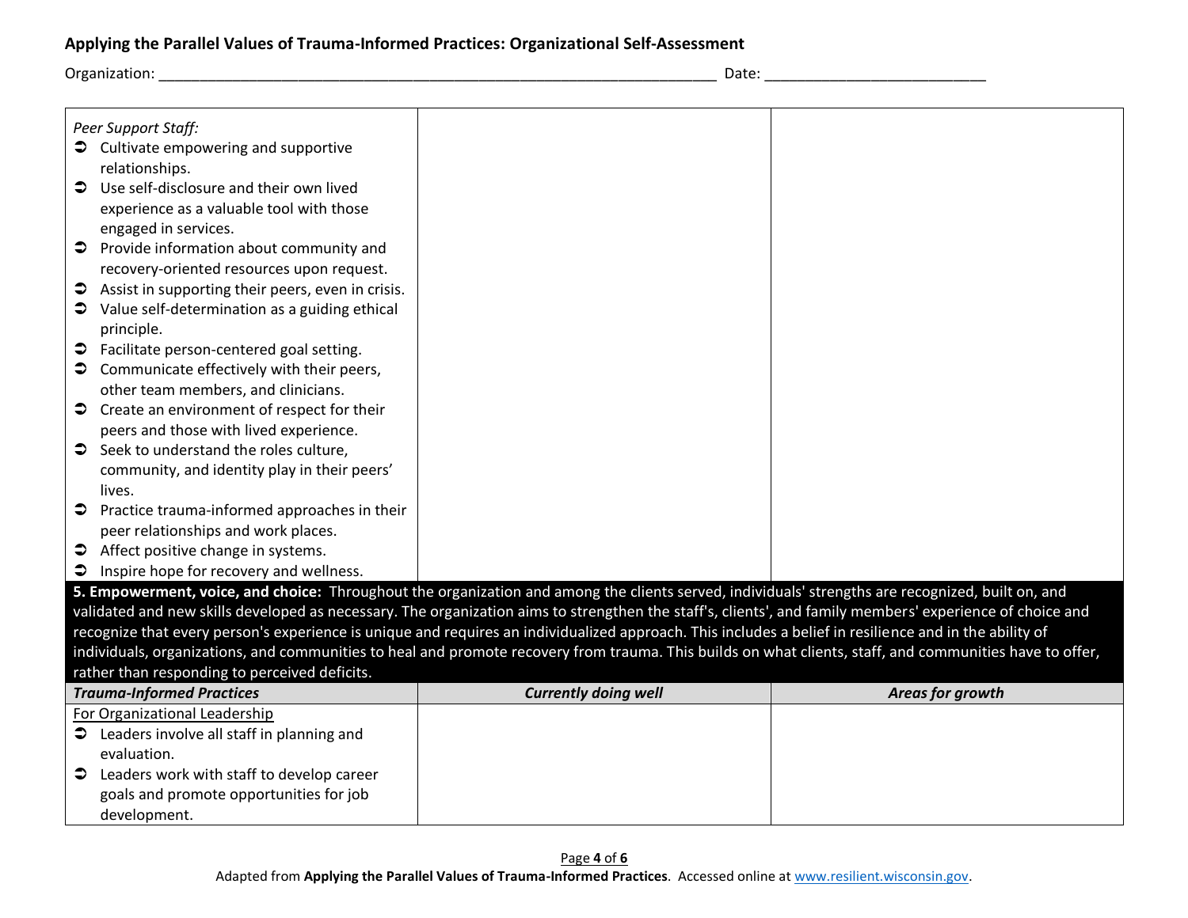**Applying the Parallel Values of Trauma-Informed Practices: Organizational Self-Assessment**

Organization: ______________________________________________________________________ Date: ___________________________

| | | |
|---|---|---|
| *Peer Support Staff:*<br>➲ Cultivate empowering and supportive relationships.<br>➲ Use self-disclosure and their own lived experience as a valuable tool with those engaged in services.<br>➲ Provide information about community and recovery-oriented resources upon request.<br>➲ Assist in supporting their peers, even in crisis.<br>➲ Value self-determination as a guiding ethical principle.<br>➲ Facilitate person-centered goal setting.<br>➲ Communicate effectively with their peers, other team members, and clinicians.<br>➲ Create an environment of respect for their peers and those with lived experience.<br>➲ Seek to understand the roles culture, community, and identity play in their peers' lives.<br>➲ Practice trauma-informed approaches in their peer relationships and work places.<br>➲ Affect positive change in systems.<br>➲ Inspire hope for recovery and wellness. | | |
| **5. Empowerment, voice, and choice:** Throughout the organization and among the clients served, individuals' strengths are recognized, built on, and validated and new skills developed as necessary. The organization aims to strengthen the staff's, clients', and family members' experience of choice and recognize that every person's experience is unique and requires an individualized approach. This includes a belief in resilience and in the ability of individuals, organizations, and communities to heal and promote recovery from trauma. This builds on what clients, staff, and communities have to offer, rather than responding to perceived deficits. | | |
| ***Trauma-Informed Practices*** | ***Currently doing well*** | ***Areas for growth*** |
| For Organizational Leadership<br>➲ Leaders involve all staff in planning and evaluation.<br>➲ Leaders work with staff to develop career goals and promote opportunities for job development. | | |

Adapted from **Applying the Parallel Values of Trauma-Informed Practices**. Accessed online at www.resilient.wisconsin.gov.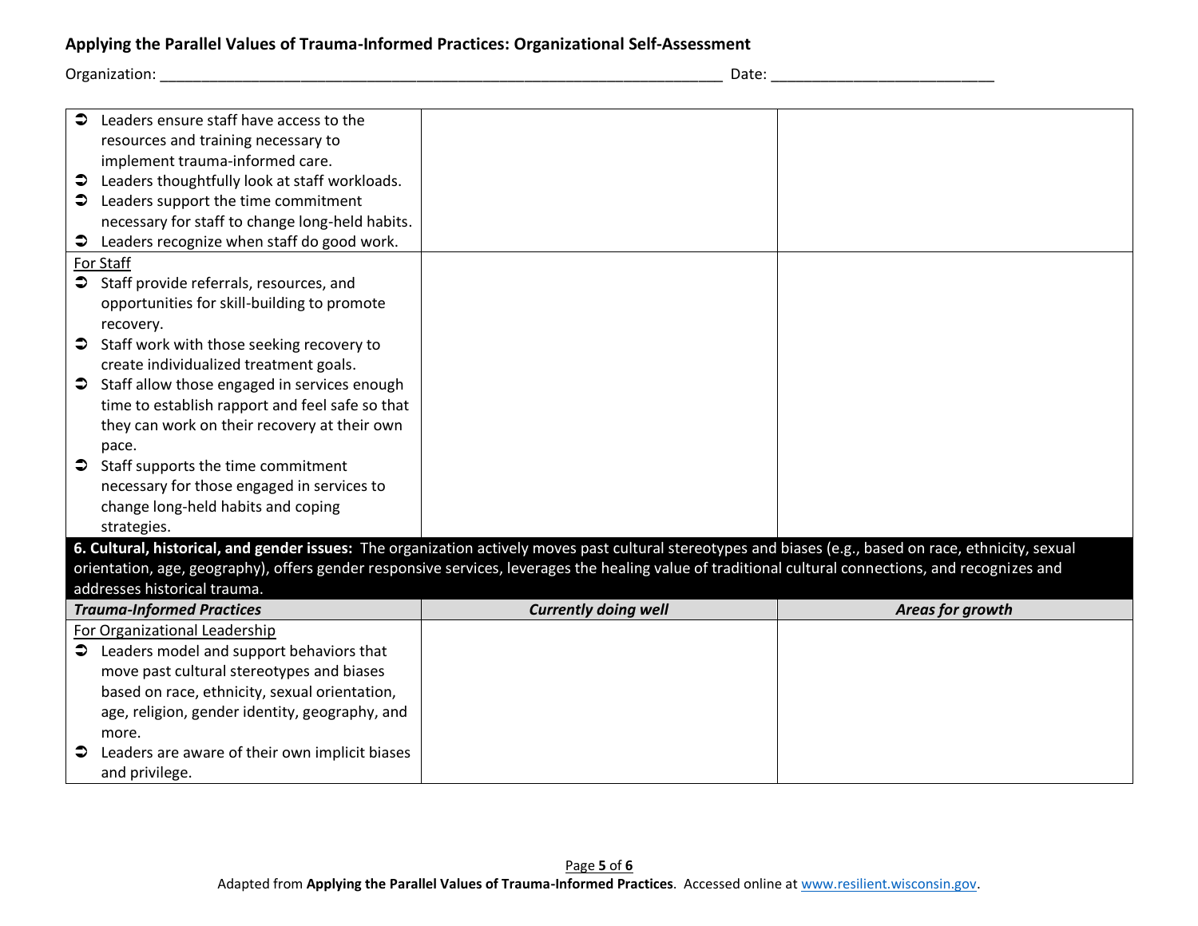## Applying the Parallel Values of Trauma-Informed Practices: Organizational Self-Assessment

Organization: _______________________________________________________________________ Date: ___________________________

| | | |
|---|---|---|
| ➲ Leaders ensure staff have access to the resources and training necessary to implement trauma-informed care.<br>➲ Leaders thoughtfully look at staff workloads.<br>➲ Leaders support the time commitment necessary for staff to change long-held habits.<br>➲ Leaders recognize when staff do good work. | | |
| For Staff<br>➲ Staff provide referrals, resources, and opportunities for skill-building to promote recovery.<br>➲ Staff work with those seeking recovery to create individualized treatment goals.<br>➲ Staff allow those engaged in services enough time to establish rapport and feel safe so that they can work on their recovery at their own pace.<br>➲ Staff supports the time commitment necessary for those engaged in services to change long-held habits and coping strategies. | | |
| **6. Cultural, historical, and gender issues:** The organization actively moves past cultural stereotypes and biases (e.g., based on race, ethnicity, sexual orientation, age, geography), offers gender responsive services, leverages the healing value of traditional cultural connections, and recognizes and addresses historical trauma. | | |
| ***Trauma-Informed Practices*** | ***Currently doing well*** | ***Areas for growth*** |
| For Organizational Leadership<br>➲ Leaders model and support behaviors that move past cultural stereotypes and biases based on race, ethnicity, sexual orientation, age, religion, gender identity, geography, and more.<br>➲ Leaders are aware of their own implicit biases and privilege. | | |

Adapted from **Applying the Parallel Values of Trauma-Informed Practices**. Accessed online at www.resilient.wisconsin.gov.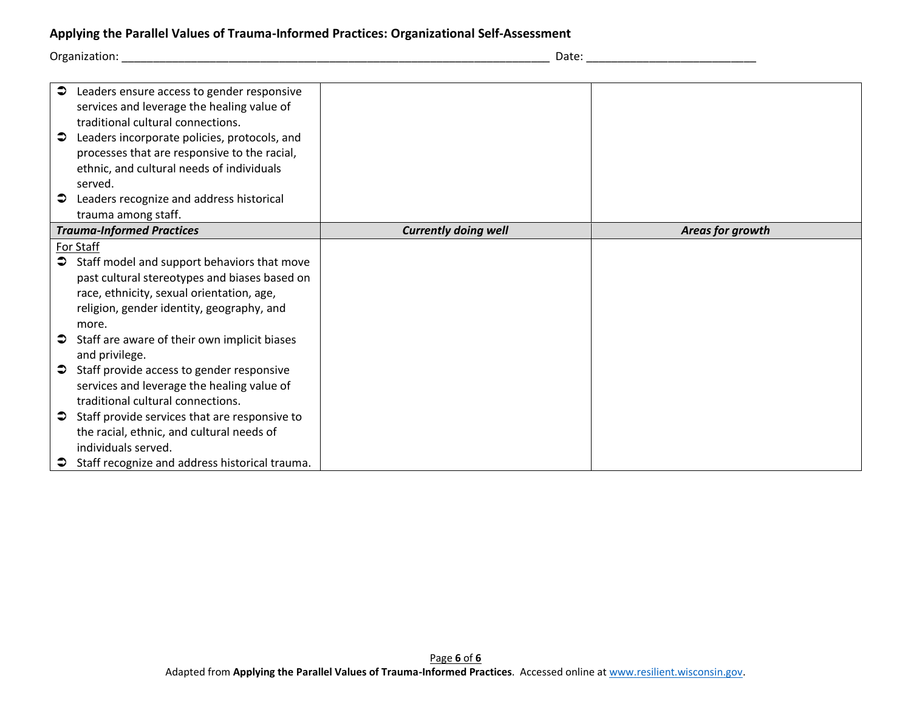**Applying the Parallel Values of Trauma-Informed Practices: Organizational Self-Assessment**

Organization: ______________________________________________________________________ Date: ___________________________

| | | |
|---|---|---|
| ➲ Leaders ensure access to gender responsive services and leverage the healing value of traditional cultural connections.<br>➲ Leaders incorporate policies, protocols, and processes that are responsive to the racial, ethnic, and cultural needs of individuals served.<br>➲ Leaders recognize and address historical trauma among staff. | | |
| ***Trauma-Informed Practices*** | ***Currently doing well*** | ***Areas for growth*** |
| For Staff<br>➲ Staff model and support behaviors that move past cultural stereotypes and biases based on race, ethnicity, sexual orientation, age, religion, gender identity, geography, and more.<br>➲ Staff are aware of their own implicit biases and privilege.<br>➲ Staff provide access to gender responsive services and leverage the healing value of traditional cultural connections.<br>➲ Staff provide services that are responsive to the racial, ethnic, and cultural needs of individuals served.<br>➲ Staff recognize and address historical trauma. | | |

Adapted from **Applying the Parallel Values of Trauma-Informed Practices**. Accessed online at www.resilient.wisconsin.gov.